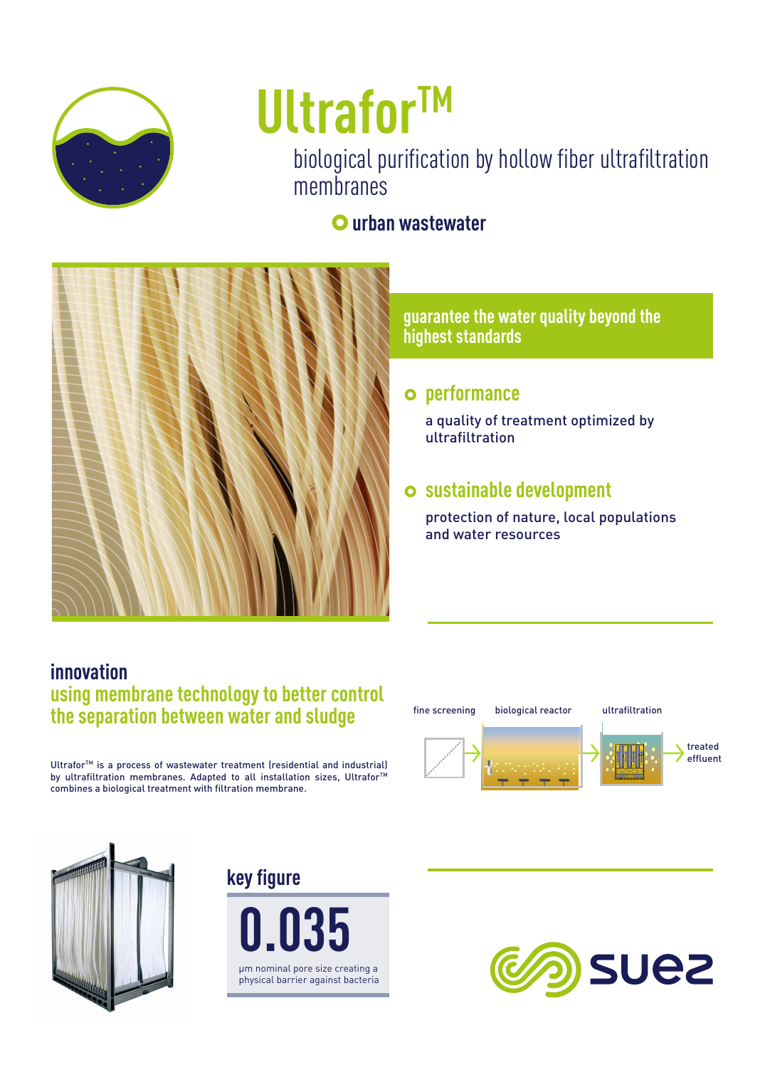# Ultrafor™

## biological purification by hollow fiber ultrafiltration membranes

**urban wastewater**

### guarantee the water quality beyond the highest standards

#### performance

a quality of treatment optimized by ultrafiltration

#### sustainable development

protection of nature, local populations and water resources

## innovation

### using membrane technology to better control the separation between water and sludge

Ultrafor™ is a process of wastewater treatment (residential and industrial) by ultrafiltration membranes. Adapted to all installation sizes, Ultrafor™ combines a biological treatment with filtration membrane.

fine screening → biological reactor → ultrafiltration → treated effluent

## key figure

# 0.035

µm nominal pore size creating a physical barrier against bacteria

suez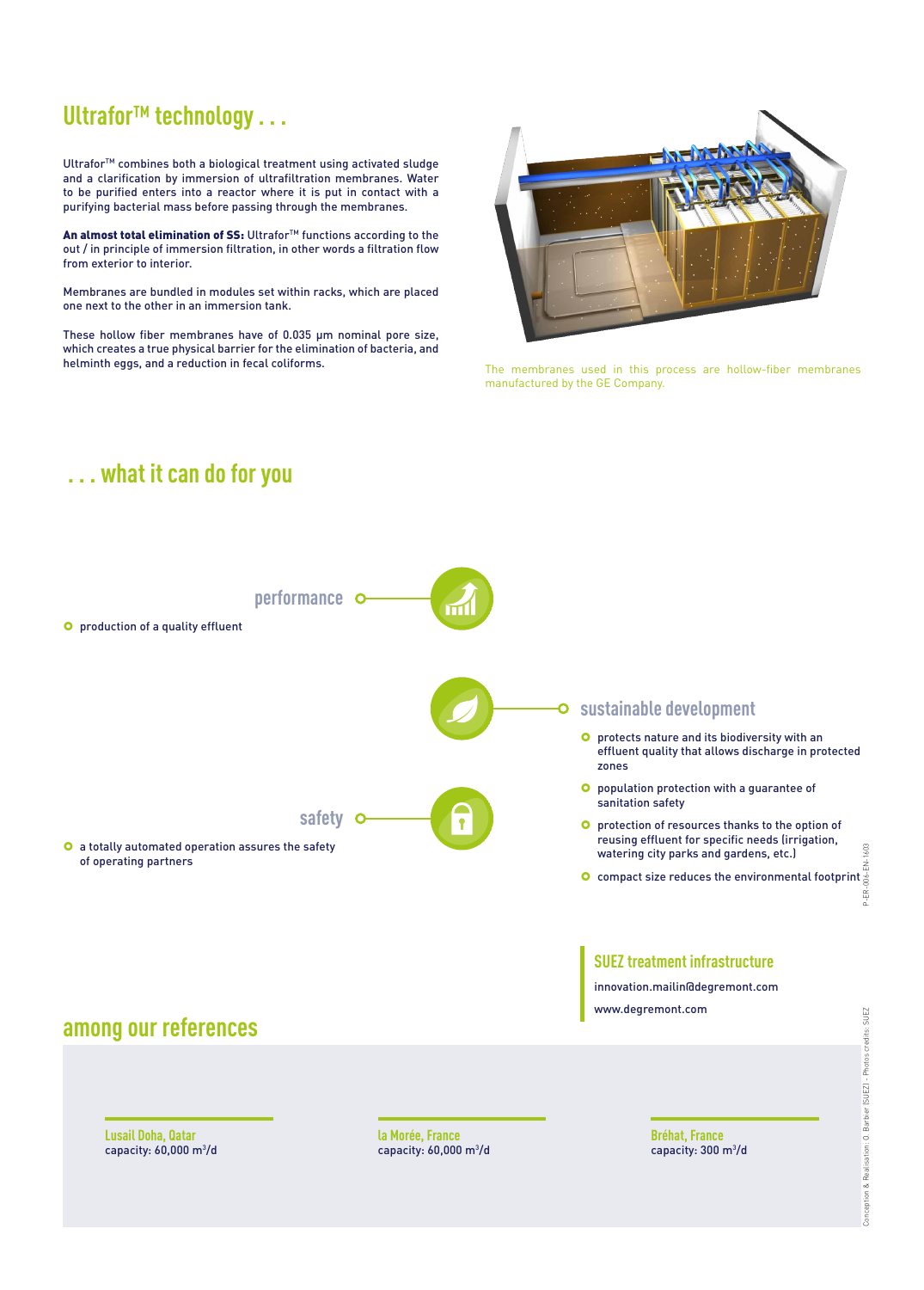# Ultrafor™ technology . . .

Ultrafor™ combines both a biological treatment using activated sludge and a clarification by immersion of ultrafiltration membranes. Water to be purified enters into a reactor where it is put in contact with a purifying bacterial mass before passing through the membranes.

**An almost total elimination of SS:** Ultrafor™ functions according to the out / in principle of immersion filtration, in other words a filtration flow from exterior to interior.

Membranes are bundled in modules set within racks, which are placed one next to the other in an immersion tank.

These hollow fiber membranes have of 0.035 µm nominal pore size, which creates a true physical barrier for the elimination of bacteria, and helminth eggs, and a reduction in fecal coliforms.

The membranes used in this process are hollow-fiber membranes manufactured by the GE Company.

# . . . what it can do for you

## performance

- production of a quality effluent

## sustainable development

- protects nature and its biodiversity with an effluent quality that allows discharge in protected zones
- population protection with a guarantee of sanitation safety
- protection of resources thanks to the option of reusing effluent for specific needs (irrigation, watering city parks and gardens, etc.)
- compact size reduces the environmental footprint

## safety

- a totally automated operation assures the safety of operating partners

### SUEZ treatment infrastructure

innovation.mailin@degremont.com

www.degremont.com

## among our references

**Lusail Doha, Qatar**
capacity: 60,000 m$^3$/d

**la Morée, France**
capacity: 60,000 m$^3$/d

**Bréhat, France**
capacity: 300 m$^3$/d

P-ER-006-EN-1603

Conception & Réalisation: O. Barbier (SUEZ) - Photos credits: SUEZ